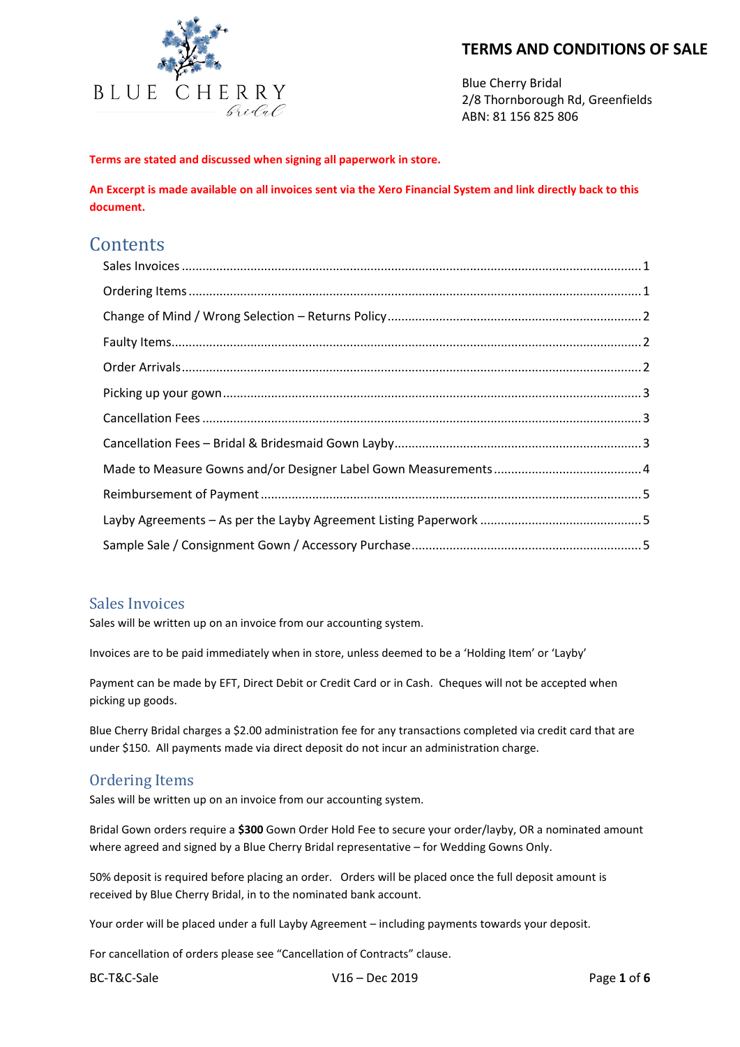# TERMS AND CONDITIONS OF SALE

Blue Cherry Bridal
2/8 Thornborough Rd, Greenfields
ABN: 81 156 825 806

**Terms are stated and discussed when signing all paperwork in store.**

**An Excerpt is made available on all invoices sent via the Xero Financial System and link directly back to this document.**

## Contents

- Sales Invoices ..... 1
- Ordering Items ..... 1
- Change of Mind / Wrong Selection – Returns Policy ..... 2
- Faulty Items ..... 2
- Order Arrivals ..... 2
- Picking up your gown ..... 3
- Cancellation Fees ..... 3
- Cancellation Fees – Bridal & Bridesmaid Gown Layby ..... 3
- Made to Measure Gowns and/or Designer Label Gown Measurements ..... 4
- Reimbursement of Payment ..... 5
- Layby Agreements – As per the Layby Agreement Listing Paperwork ..... 5
- Sample Sale / Consignment Gown / Accessory Purchase ..... 5

## Sales Invoices

Sales will be written up on an invoice from our accounting system.

Invoices are to be paid immediately when in store, unless deemed to be a 'Holding Item' or 'Layby'

Payment can be made by EFT, Direct Debit or Credit Card or in Cash. Cheques will not be accepted when picking up goods.

Blue Cherry Bridal charges a $2.00 administration fee for any transactions completed via credit card that are under $150. All payments made via direct deposit do not incur an administration charge.

## Ordering Items

Sales will be written up on an invoice from our accounting system.

Bridal Gown orders require a **$300** Gown Order Hold Fee to secure your order/layby, OR a nominated amount where agreed and signed by a Blue Cherry Bridal representative – for Wedding Gowns Only.

50% deposit is required before placing an order. Orders will be placed once the full deposit amount is received by Blue Cherry Bridal, in to the nominated bank account.

Your order will be placed under a full Layby Agreement – including payments towards your deposit.

For cancellation of orders please see "Cancellation of Contracts" clause.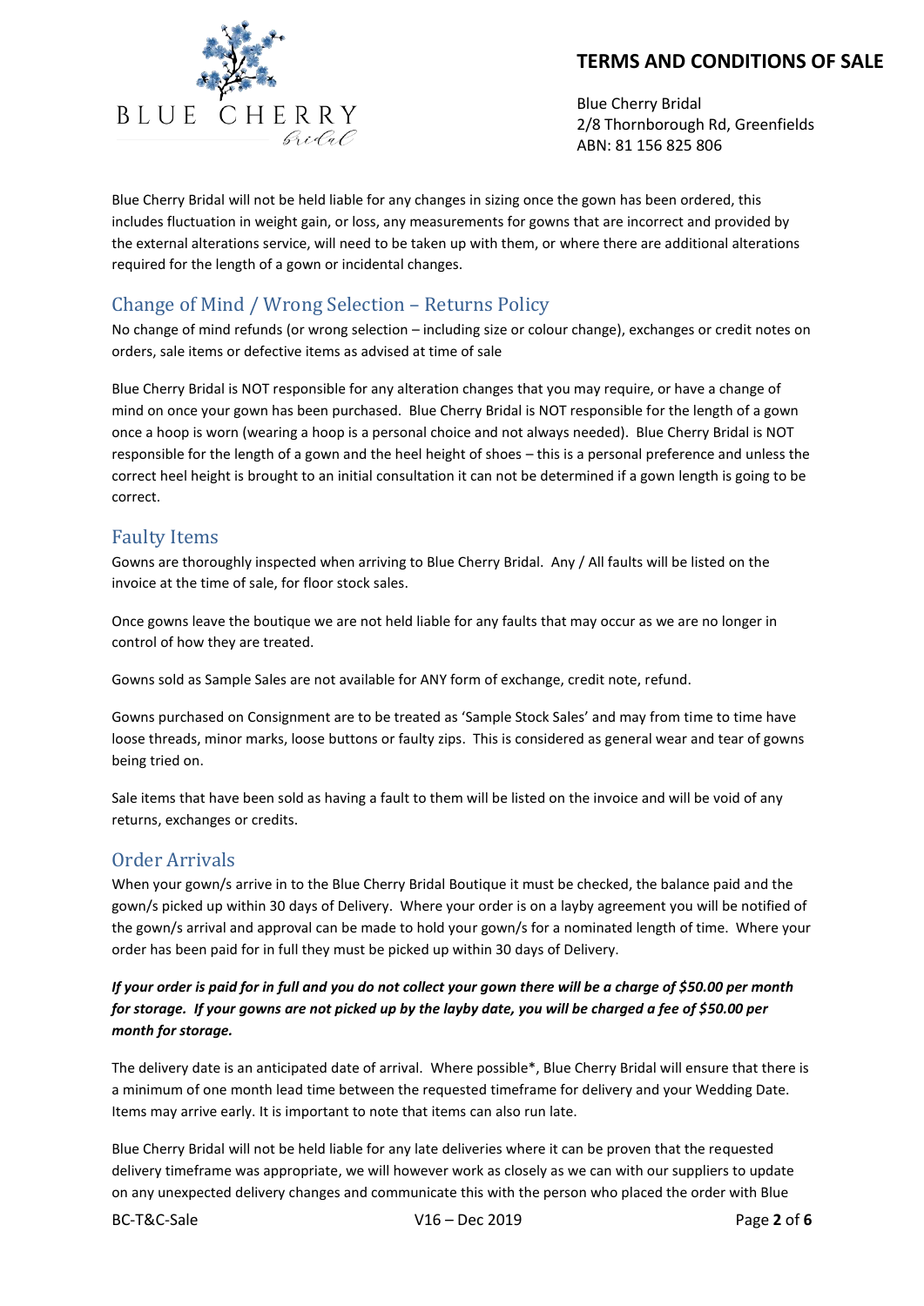Blue Cherry Bridal will not be held liable for any changes in sizing once the gown has been ordered, this includes fluctuation in weight gain, or loss, any measurements for gowns that are incorrect and provided by the external alterations service, will need to be taken up with them, or where there are additional alterations required for the length of a gown or incidental changes.

## Change of Mind / Wrong Selection – Returns Policy

No change of mind refunds (or wrong selection – including size or colour change), exchanges or credit notes on orders, sale items or defective items as advised at time of sale

Blue Cherry Bridal is NOT responsible for any alteration changes that you may require, or have a change of mind on once your gown has been purchased. Blue Cherry Bridal is NOT responsible for the length of a gown once a hoop is worn (wearing a hoop is a personal choice and not always needed). Blue Cherry Bridal is NOT responsible for the length of a gown and the heel height of shoes – this is a personal preference and unless the correct heel height is brought to an initial consultation it can not be determined if a gown length is going to be correct.

## Faulty Items

Gowns are thoroughly inspected when arriving to Blue Cherry Bridal. Any / All faults will be listed on the invoice at the time of sale, for floor stock sales.

Once gowns leave the boutique we are not held liable for any faults that may occur as we are no longer in control of how they are treated.

Gowns sold as Sample Sales are not available for ANY form of exchange, credit note, refund.

Gowns purchased on Consignment are to be treated as 'Sample Stock Sales' and may from time to time have loose threads, minor marks, loose buttons or faulty zips. This is considered as general wear and tear of gowns being tried on.

Sale items that have been sold as having a fault to them will be listed on the invoice and will be void of any returns, exchanges or credits.

## Order Arrivals

When your gown/s arrive in to the Blue Cherry Bridal Boutique it must be checked, the balance paid and the gown/s picked up within 30 days of Delivery. Where your order is on a layby agreement you will be notified of the gown/s arrival and approval can be made to hold your gown/s for a nominated length of time. Where your order has been paid for in full they must be picked up within 30 days of Delivery.

***If your order is paid for in full and you do not collect your gown there will be a charge of $50.00 per month for storage. If your gowns are not picked up by the layby date, you will be charged a fee of $50.00 per month for storage.***

The delivery date is an anticipated date of arrival. Where possible*, Blue Cherry Bridal will ensure that there is a minimum of one month lead time between the requested timeframe for delivery and your Wedding Date. Items may arrive early. It is important to note that items can also run late.

Blue Cherry Bridal will not be held liable for any late deliveries where it can be proven that the requested delivery timeframe was appropriate, we will however work as closely as we can with our suppliers to update on any unexpected delivery changes and communicate this with the person who placed the order with Blue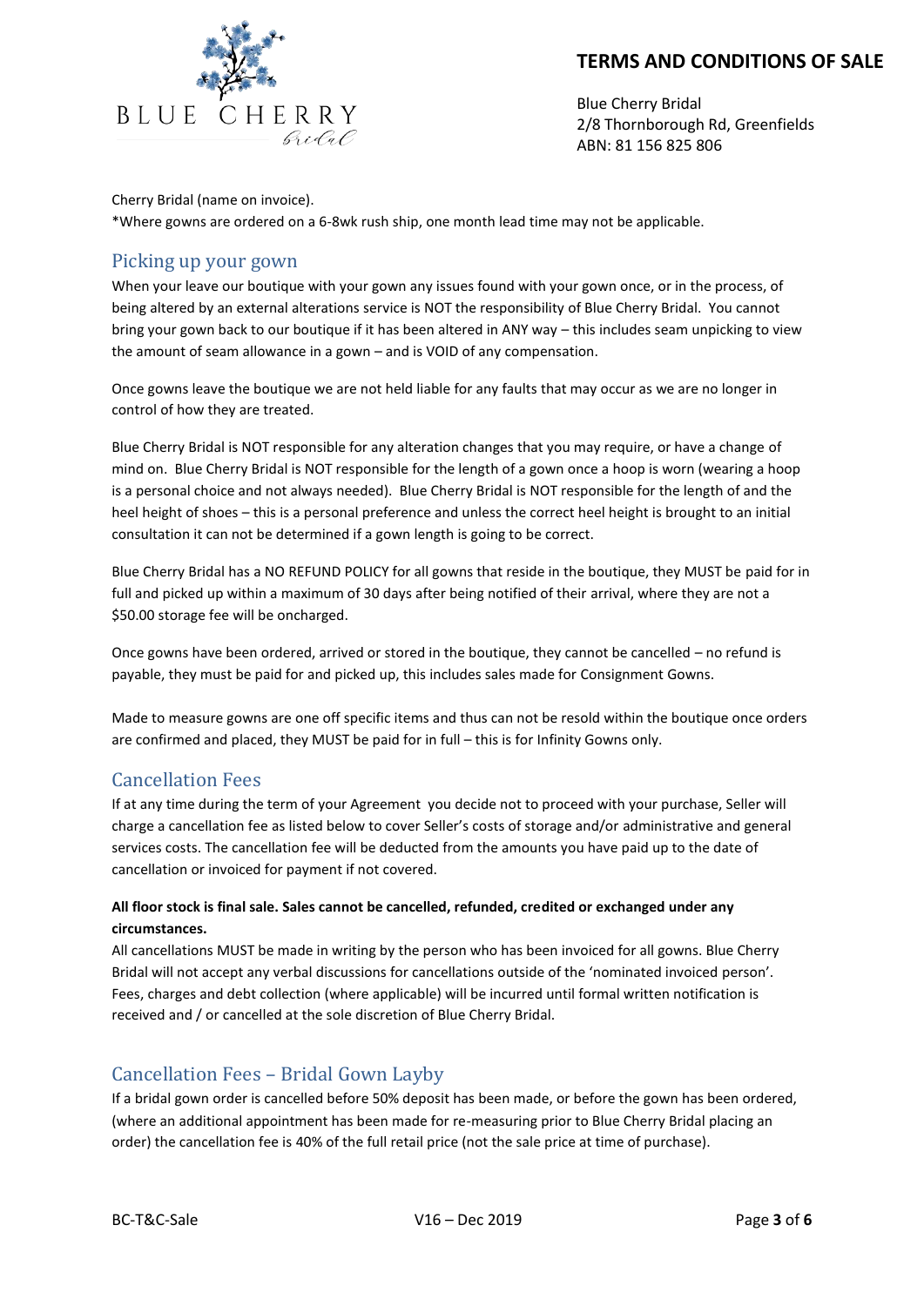Cherry Bridal (name on invoice).
*Where gowns are ordered on a 6-8wk rush ship, one month lead time may not be applicable.

## Picking up your gown

When your leave our boutique with your gown any issues found with your gown once, or in the process, of being altered by an external alterations service is NOT the responsibility of Blue Cherry Bridal. You cannot bring your gown back to our boutique if it has been altered in ANY way – this includes seam unpicking to view the amount of seam allowance in a gown – and is VOID of any compensation.

Once gowns leave the boutique we are not held liable for any faults that may occur as we are no longer in control of how they are treated.

Blue Cherry Bridal is NOT responsible for any alteration changes that you may require, or have a change of mind on. Blue Cherry Bridal is NOT responsible for the length of a gown once a hoop is worn (wearing a hoop is a personal choice and not always needed). Blue Cherry Bridal is NOT responsible for the length of and the heel height of shoes – this is a personal preference and unless the correct heel height is brought to an initial consultation it can not be determined if a gown length is going to be correct.

Blue Cherry Bridal has a NO REFUND POLICY for all gowns that reside in the boutique, they MUST be paid for in full and picked up within a maximum of 30 days after being notified of their arrival, where they are not a $50.00 storage fee will be oncharged.

Once gowns have been ordered, arrived or stored in the boutique, they cannot be cancelled – no refund is payable, they must be paid for and picked up, this includes sales made for Consignment Gowns.

Made to measure gowns are one off specific items and thus can not be resold within the boutique once orders are confirmed and placed, they MUST be paid for in full – this is for Infinity Gowns only.

## Cancellation Fees

If at any time during the term of your Agreement you decide not to proceed with your purchase, Seller will charge a cancellation fee as listed below to cover Seller's costs of storage and/or administrative and general services costs. The cancellation fee will be deducted from the amounts you have paid up to the date of cancellation or invoiced for payment if not covered.

**All floor stock is final sale. Sales cannot be cancelled, refunded, credited or exchanged under any circumstances.**

All cancellations MUST be made in writing by the person who has been invoiced for all gowns. Blue Cherry Bridal will not accept any verbal discussions for cancellations outside of the 'nominated invoiced person'. Fees, charges and debt collection (where applicable) will be incurred until formal written notification is received and / or cancelled at the sole discretion of Blue Cherry Bridal.

## Cancellation Fees – Bridal Gown Layby

If a bridal gown order is cancelled before 50% deposit has been made, or before the gown has been ordered, (where an additional appointment has been made for re-measuring prior to Blue Cherry Bridal placing an order) the cancellation fee is 40% of the full retail price (not the sale price at time of purchase).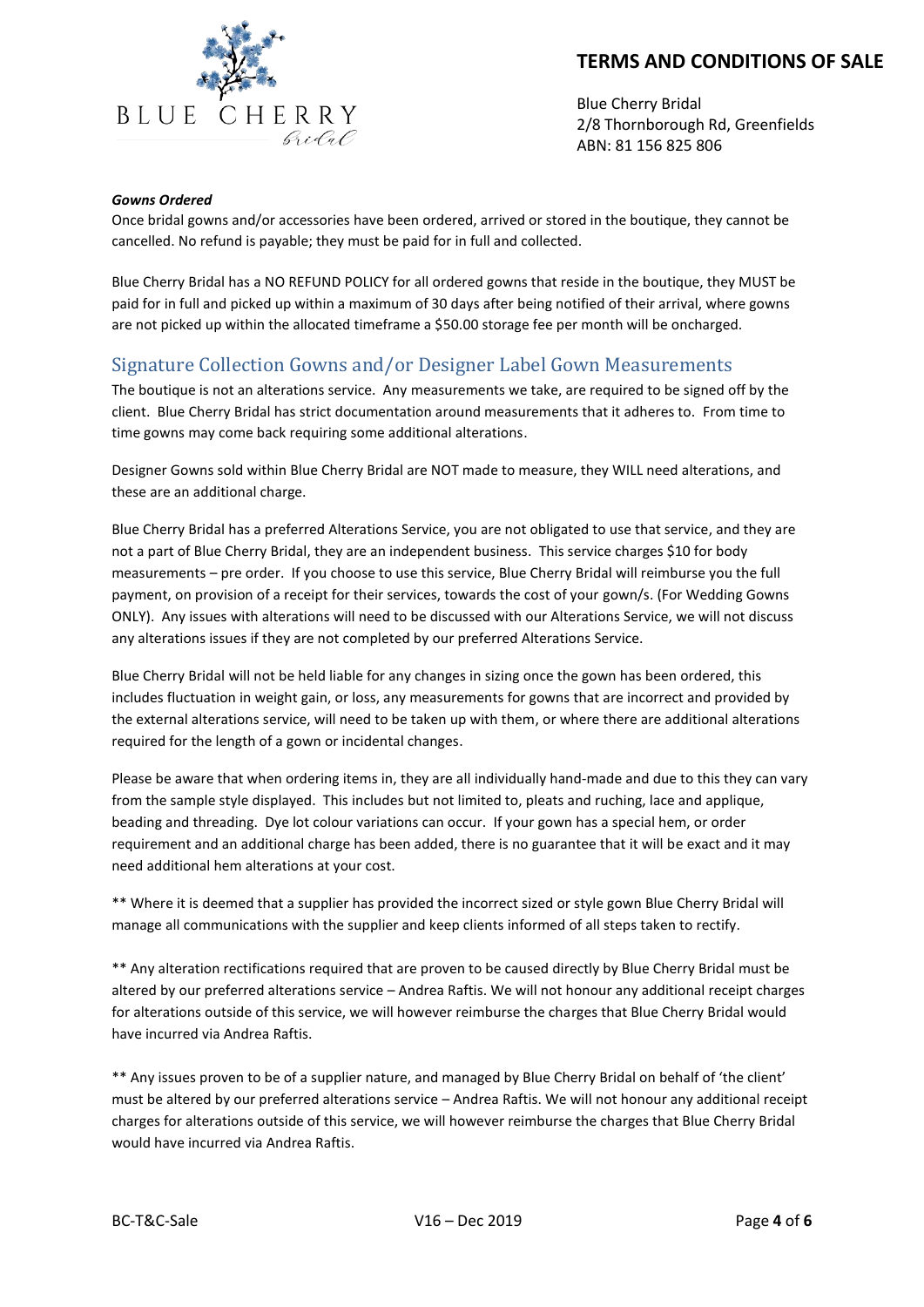# TERMS AND CONDITIONS OF SALE

Blue Cherry Bridal
2/8 Thornborough Rd, Greenfields
ABN: 81 156 825 806

***Gowns Ordered***

Once bridal gowns and/or accessories have been ordered, arrived or stored in the boutique, they cannot be cancelled. No refund is payable; they must be paid for in full and collected.

Blue Cherry Bridal has a NO REFUND POLICY for all ordered gowns that reside in the boutique, they MUST be paid for in full and picked up within a maximum of 30 days after being notified of their arrival, where gowns are not picked up within the allocated timeframe a $50.00 storage fee per month will be oncharged.

## Signature Collection Gowns and/or Designer Label Gown Measurements

The boutique is not an alterations service. Any measurements we take, are required to be signed off by the client. Blue Cherry Bridal has strict documentation around measurements that it adheres to. From time to time gowns may come back requiring some additional alterations.

Designer Gowns sold within Blue Cherry Bridal are NOT made to measure, they WILL need alterations, and these are an additional charge.

Blue Cherry Bridal has a preferred Alterations Service, you are not obligated to use that service, and they are not a part of Blue Cherry Bridal, they are an independent business. This service charges $10 for body measurements – pre order. If you choose to use this service, Blue Cherry Bridal will reimburse you the full payment, on provision of a receipt for their services, towards the cost of your gown/s. (For Wedding Gowns ONLY). Any issues with alterations will need to be discussed with our Alterations Service, we will not discuss any alterations issues if they are not completed by our preferred Alterations Service.

Blue Cherry Bridal will not be held liable for any changes in sizing once the gown has been ordered, this includes fluctuation in weight gain, or loss, any measurements for gowns that are incorrect and provided by the external alterations service, will need to be taken up with them, or where there are additional alterations required for the length of a gown or incidental changes.

Please be aware that when ordering items in, they are all individually hand-made and due to this they can vary from the sample style displayed. This includes but not limited to, pleats and ruching, lace and applique, beading and threading. Dye lot colour variations can occur. If your gown has a special hem, or order requirement and an additional charge has been added, there is no guarantee that it will be exact and it may need additional hem alterations at your cost.

** Where it is deemed that a supplier has provided the incorrect sized or style gown Blue Cherry Bridal will manage all communications with the supplier and keep clients informed of all steps taken to rectify.

** Any alteration rectifications required that are proven to be caused directly by Blue Cherry Bridal must be altered by our preferred alterations service – Andrea Raftis. We will not honour any additional receipt charges for alterations outside of this service, we will however reimburse the charges that Blue Cherry Bridal would have incurred via Andrea Raftis.

** Any issues proven to be of a supplier nature, and managed by Blue Cherry Bridal on behalf of 'the client' must be altered by our preferred alterations service – Andrea Raftis. We will not honour any additional receipt charges for alterations outside of this service, we will however reimburse the charges that Blue Cherry Bridal would have incurred via Andrea Raftis.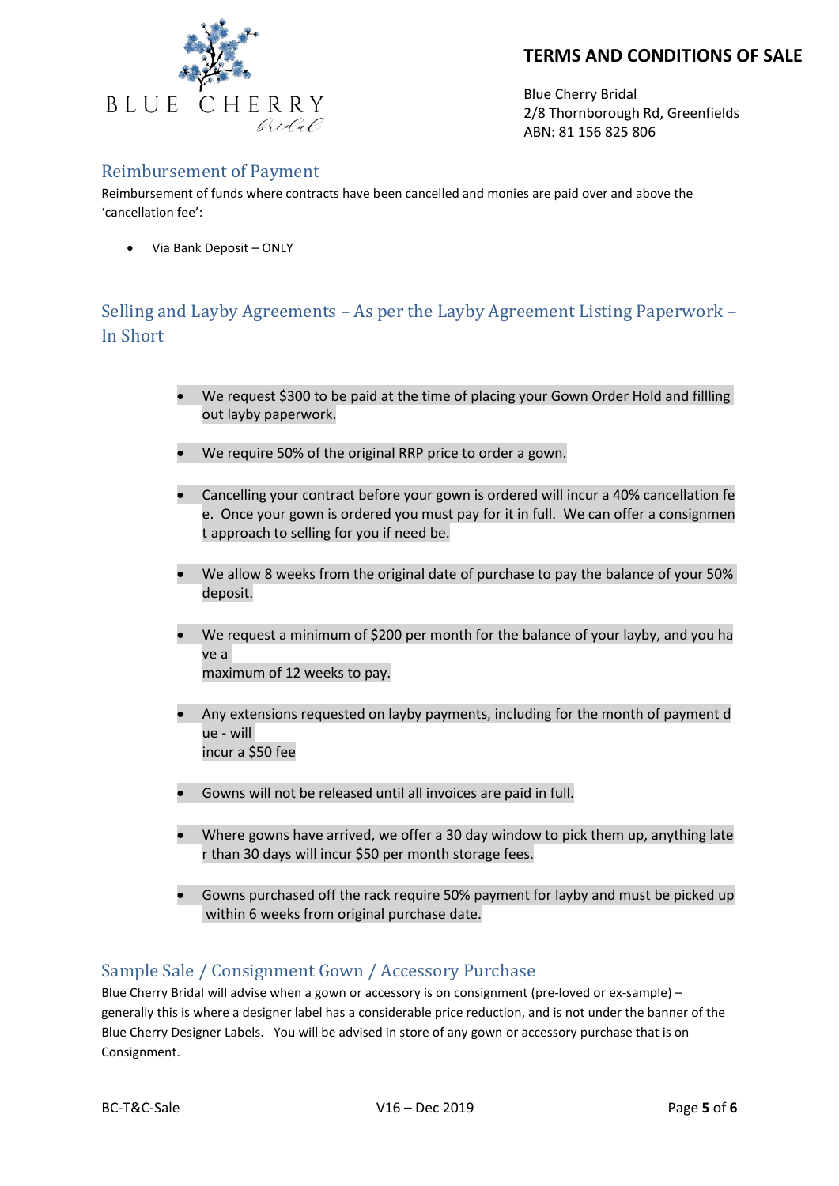# TERMS AND CONDITIONS OF SALE

Blue Cherry Bridal
2/8 Thornborough Rd, Greenfields
ABN: 81 156 825 806

## Reimbursement of Payment

Reimbursement of funds where contracts have been cancelled and monies are paid over and above the 'cancellation fee':

- Via Bank Deposit – ONLY

## Selling and Layby Agreements – As per the Layby Agreement Listing Paperwork – In Short

- We request $300 to be paid at the time of placing your Gown Order Hold and fillling out layby paperwork.
- We require 50% of the original RRP price to order a gown.
- Cancelling your contract before your gown is ordered will incur a 40% cancellation fee. Once your gown is ordered you must pay for it in full. We can offer a consignment approach to selling for you if need be.
- We allow 8 weeks from the original date of purchase to pay the balance of your 50% deposit.
- We request a minimum of $200 per month for the balance of your layby, and you have a maximum of 12 weeks to pay.
- Any extensions requested on layby payments, including for the month of payment due - will incur a $50 fee
- Gowns will not be released until all invoices are paid in full.
- Where gowns have arrived, we offer a 30 day window to pick them up, anything later than 30 days will incur $50 per month storage fees.
- Gowns purchased off the rack require 50% payment for layby and must be picked up within 6 weeks from original purchase date.

## Sample Sale / Consignment Gown / Accessory Purchase

Blue Cherry Bridal will advise when a gown or accessory is on consignment (pre-loved or ex-sample) – generally this is where a designer label has a considerable price reduction, and is not under the banner of the Blue Cherry Designer Labels. You will be advised in store of any gown or accessory purchase that is on Consignment.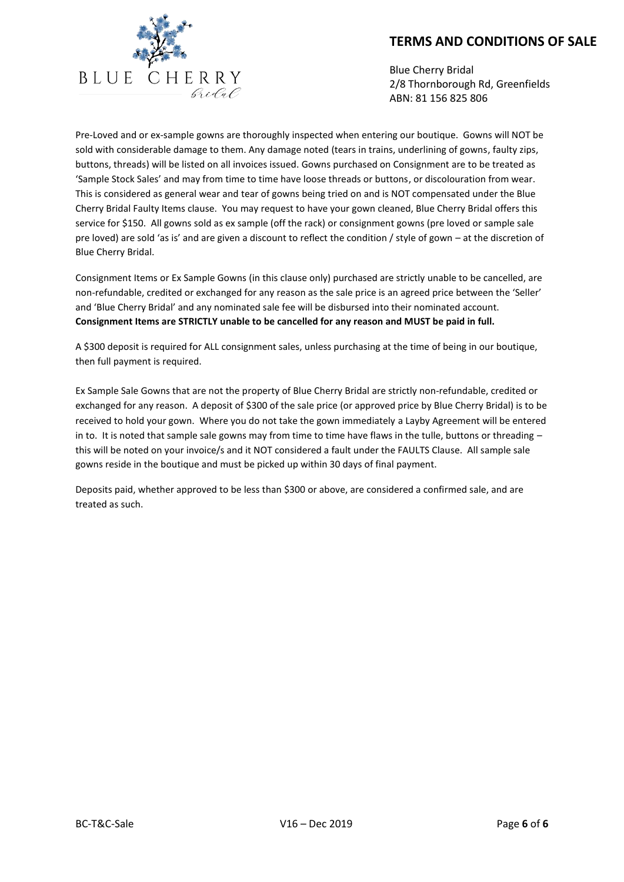Pre-Loved and or ex-sample gowns are thoroughly inspected when entering our boutique. Gowns will NOT be sold with considerable damage to them. Any damage noted (tears in trains, underlining of gowns, faulty zips, buttons, threads) will be listed on all invoices issued. Gowns purchased on Consignment are to be treated as 'Sample Stock Sales' and may from time to time have loose threads or buttons, or discolouration from wear. This is considered as general wear and tear of gowns being tried on and is NOT compensated under the Blue Cherry Bridal Faulty Items clause. You may request to have your gown cleaned, Blue Cherry Bridal offers this service for $150. All gowns sold as ex sample (off the rack) or consignment gowns (pre loved or sample sale pre loved) are sold 'as is' and are given a discount to reflect the condition / style of gown – at the discretion of Blue Cherry Bridal.

Consignment Items or Ex Sample Gowns (in this clause only) purchased are strictly unable to be cancelled, are non-refundable, credited or exchanged for any reason as the sale price is an agreed price between the 'Seller' and 'Blue Cherry Bridal' and any nominated sale fee will be disbursed into their nominated account. **Consignment Items are STRICTLY unable to be cancelled for any reason and MUST be paid in full.**

A $300 deposit is required for ALL consignment sales, unless purchasing at the time of being in our boutique, then full payment is required.

Ex Sample Sale Gowns that are not the property of Blue Cherry Bridal are strictly non-refundable, credited or exchanged for any reason. A deposit of $300 of the sale price (or approved price by Blue Cherry Bridal) is to be received to hold your gown. Where you do not take the gown immediately a Layby Agreement will be entered in to. It is noted that sample sale gowns may from time to time have flaws in the tulle, buttons or threading – this will be noted on your invoice/s and it NOT considered a fault under the FAULTS Clause. All sample sale gowns reside in the boutique and must be picked up within 30 days of final payment.

Deposits paid, whether approved to be less than $300 or above, are considered a confirmed sale, and are treated as such.